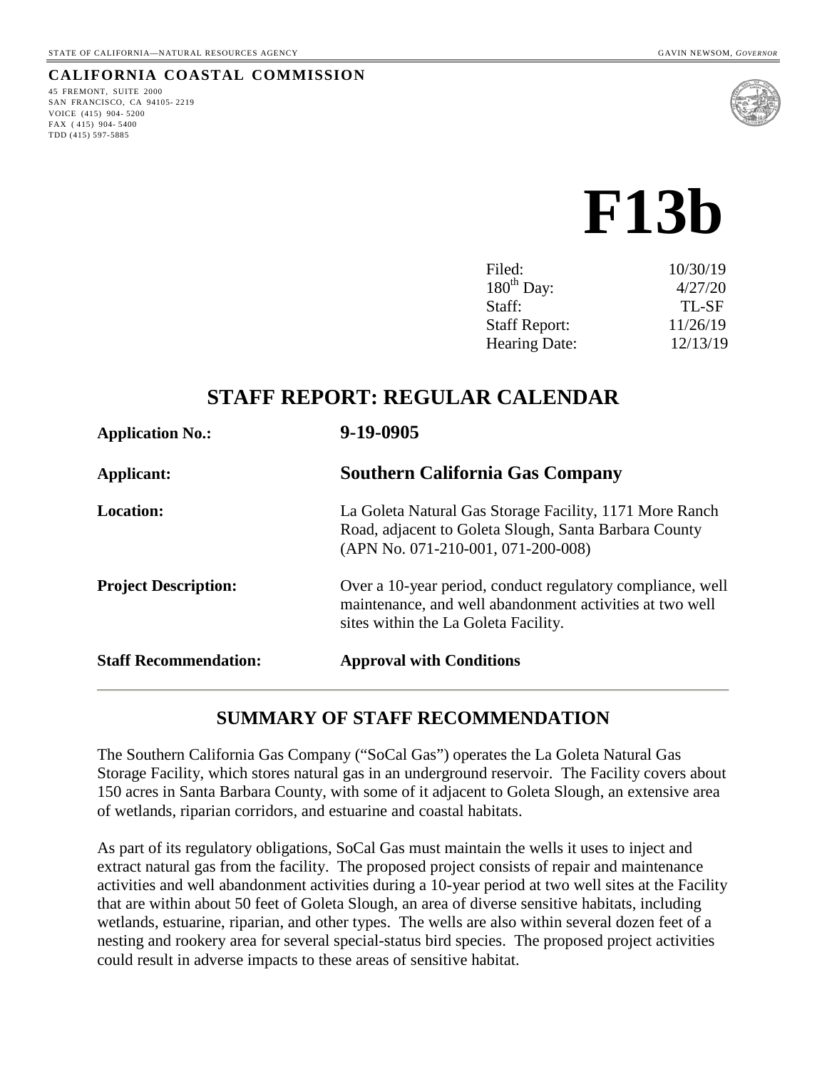STATE OF CALIFORNIA—NATURAL RESOURCES AGENCY GAVIN NEWSOM, *GOVERNOR*

**CALIFORNIA COASTAL COMMISSION**

45 FREMONT, SUITE 2000
SAN FRANCISCO, CA 94105- 2219
VOICE (415) 904- 5200
FAX ( 415) 904- 5400
TDD (415) 597-5885

# F13b

| | |
|---|---|
| Filed: | 10/30/19 |
| 180th Day: | 4/27/20 |
| Staff: | TL-SF |
| Staff Report: | 11/26/19 |
| Hearing Date: | 12/13/19 |

## STAFF REPORT: REGULAR CALENDAR

| | |
|---|---|
| **Application No.:** | **9-19-0905** |
| **Applicant:** | **Southern California Gas Company** |
| **Location:** | La Goleta Natural Gas Storage Facility, 1171 More Ranch Road, adjacent to Goleta Slough, Santa Barbara County (APN No. 071-210-001, 071-200-008) |
| **Project Description:** | Over a 10-year period, conduct regulatory compliance, well maintenance, and well abandonment activities at two well sites within the La Goleta Facility. |
| **Staff Recommendation:** | **Approval with Conditions** |

## SUMMARY OF STAFF RECOMMENDATION

The Southern California Gas Company ("SoCal Gas") operates the La Goleta Natural Gas Storage Facility, which stores natural gas in an underground reservoir. The Facility covers about 150 acres in Santa Barbara County, with some of it adjacent to Goleta Slough, an extensive area of wetlands, riparian corridors, and estuarine and coastal habitats.

As part of its regulatory obligations, SoCal Gas must maintain the wells it uses to inject and extract natural gas from the facility. The proposed project consists of repair and maintenance activities and well abandonment activities during a 10-year period at two well sites at the Facility that are within about 50 feet of Goleta Slough, an area of diverse sensitive habitats, including wetlands, estuarine, riparian, and other types. The wells are also within several dozen feet of a nesting and rookery area for several special-status bird species. The proposed project activities could result in adverse impacts to these areas of sensitive habitat.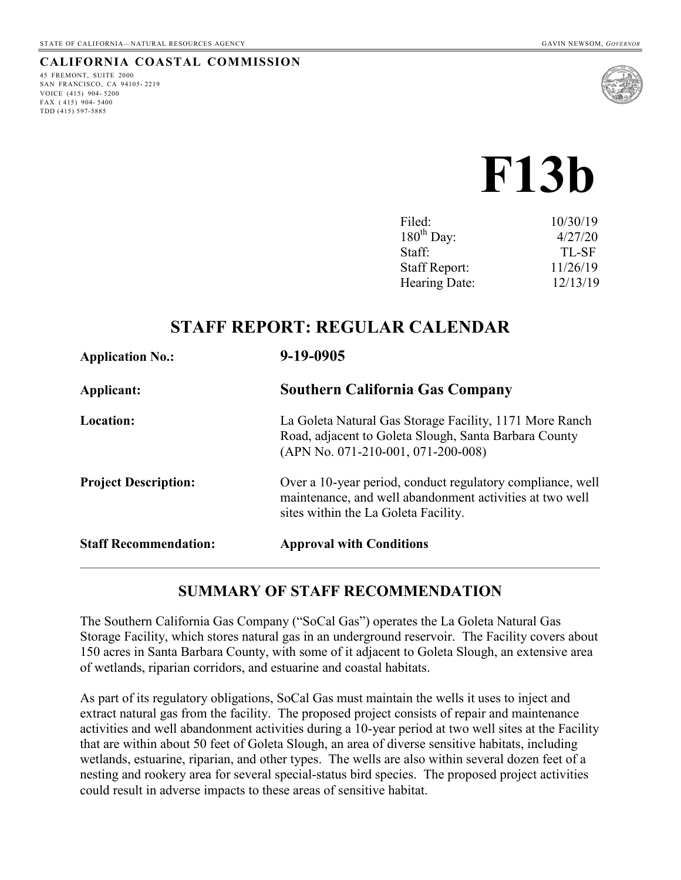STATE OF CALIFORNIA—NATURAL RESOURCES AGENCY GAVIN NEWSOM, *GOVERNOR*

**CALIFORNIA COASTAL COMMISSION**

45 FREMONT, SUITE 2000
SAN FRANCISCO, CA 94105- 2219
VOICE (415) 904- 5200
FAX ( 415) 904- 5400
TDD (415) 597-5885

# F13b

| | |
|---|---|
| Filed: | 10/30/19 |
| 180th Day: | 4/27/20 |
| Staff: | TL-SF |
| Staff Report: | 11/26/19 |
| Hearing Date: | 12/13/19 |

## STAFF REPORT: REGULAR CALENDAR

| | |
|---|---|
| **Application No.:** | **9-19-0905** |
| **Applicant:** | **Southern California Gas Company** |
| **Location:** | La Goleta Natural Gas Storage Facility, 1171 More Ranch Road, adjacent to Goleta Slough, Santa Barbara County (APN No. 071-210-001, 071-200-008) |
| **Project Description:** | Over a 10-year period, conduct regulatory compliance, well maintenance, and well abandonment activities at two well sites within the La Goleta Facility. |
| **Staff Recommendation:** | **Approval with Conditions** |

## SUMMARY OF STAFF RECOMMENDATION

The Southern California Gas Company ("SoCal Gas") operates the La Goleta Natural Gas Storage Facility, which stores natural gas in an underground reservoir. The Facility covers about 150 acres in Santa Barbara County, with some of it adjacent to Goleta Slough, an extensive area of wetlands, riparian corridors, and estuarine and coastal habitats.

As part of its regulatory obligations, SoCal Gas must maintain the wells it uses to inject and extract natural gas from the facility. The proposed project consists of repair and maintenance activities and well abandonment activities during a 10-year period at two well sites at the Facility that are within about 50 feet of Goleta Slough, an area of diverse sensitive habitats, including wetlands, estuarine, riparian, and other types. The wells are also within several dozen feet of a nesting and rookery area for several special-status bird species. The proposed project activities could result in adverse impacts to these areas of sensitive habitat.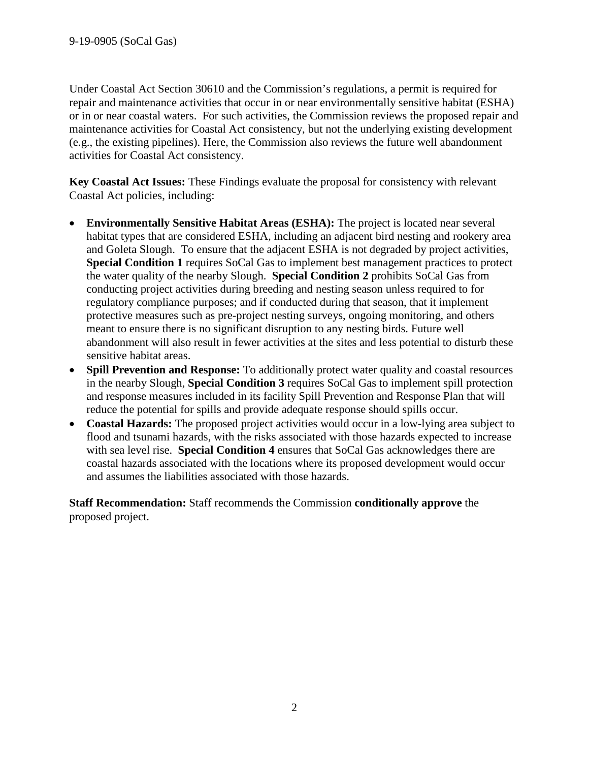Under Coastal Act Section 30610 and the Commission's regulations, a permit is required for repair and maintenance activities that occur in or near environmentally sensitive habitat (ESHA) or in or near coastal waters. For such activities, the Commission reviews the proposed repair and maintenance activities for Coastal Act consistency, but not the underlying existing development (e.g., the existing pipelines). Here, the Commission also reviews the future well abandonment activities for Coastal Act consistency.

**Key Coastal Act Issues:** These Findings evaluate the proposal for consistency with relevant Coastal Act policies, including:

- **Environmentally Sensitive Habitat Areas (ESHA):** The project is located near several habitat types that are considered ESHA, including an adjacent bird nesting and rookery area and Goleta Slough. To ensure that the adjacent ESHA is not degraded by project activities, **Special Condition 1** requires SoCal Gas to implement best management practices to protect the water quality of the nearby Slough. **Special Condition 2** prohibits SoCal Gas from conducting project activities during breeding and nesting season unless required to for regulatory compliance purposes; and if conducted during that season, that it implement protective measures such as pre-project nesting surveys, ongoing monitoring, and others meant to ensure there is no significant disruption to any nesting birds. Future well abandonment will also result in fewer activities at the sites and less potential to disturb these sensitive habitat areas.
- **Spill Prevention and Response:** To additionally protect water quality and coastal resources in the nearby Slough, **Special Condition 3** requires SoCal Gas to implement spill protection and response measures included in its facility Spill Prevention and Response Plan that will reduce the potential for spills and provide adequate response should spills occur.
- **Coastal Hazards:** The proposed project activities would occur in a low-lying area subject to flood and tsunami hazards, with the risks associated with those hazards expected to increase with sea level rise. **Special Condition 4** ensures that SoCal Gas acknowledges there are coastal hazards associated with the locations where its proposed development would occur and assumes the liabilities associated with those hazards.

**Staff Recommendation:** Staff recommends the Commission **conditionally approve** the proposed project.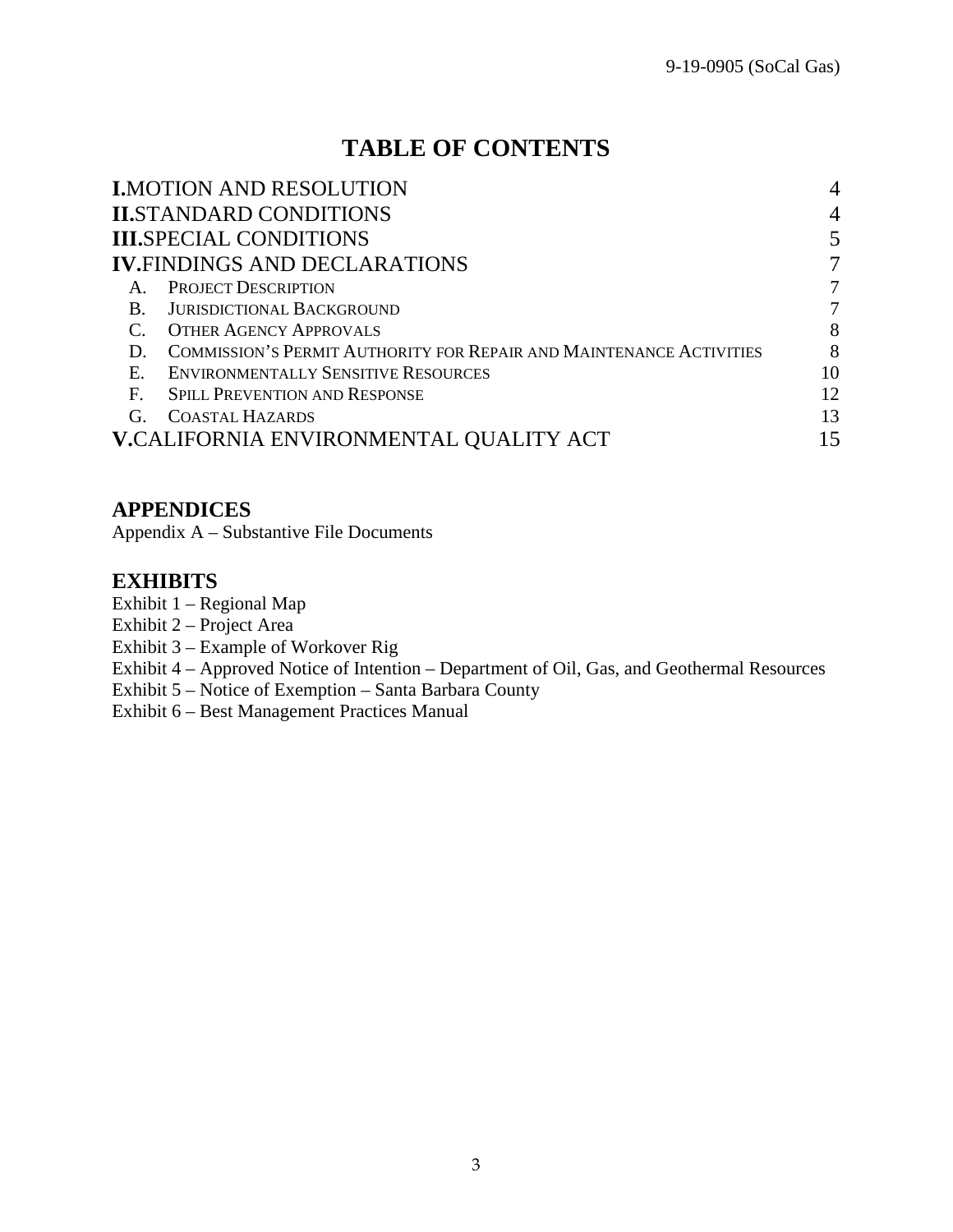# TABLE OF CONTENTS

| | |
|---|---|
| **I.** MOTION AND RESOLUTION | 4 |
| **II.** STANDARD CONDITIONS | 4 |
| **III.** SPECIAL CONDITIONS | 5 |
| **IV.** FINDINGS AND DECLARATIONS | 7 |
| A. Project Description | 7 |
| B. Jurisdictional Background | 7 |
| C. Other Agency Approvals | 8 |
| D. Commission's Permit Authority for Repair and Maintenance Activities | 8 |
| E. Environmentally Sensitive Resources | 10 |
| F. Spill Prevention and Response | 12 |
| G. Coastal Hazards | 13 |
| **V.** CALIFORNIA ENVIRONMENTAL QUALITY ACT | 15 |

## APPENDICES

Appendix A – Substantive File Documents

## EXHIBITS

Exhibit 1 – Regional Map
Exhibit 2 – Project Area
Exhibit 3 – Example of Workover Rig
Exhibit 4 – Approved Notice of Intention – Department of Oil, Gas, and Geothermal Resources
Exhibit 5 – Notice of Exemption – Santa Barbara County
Exhibit 6 – Best Management Practices Manual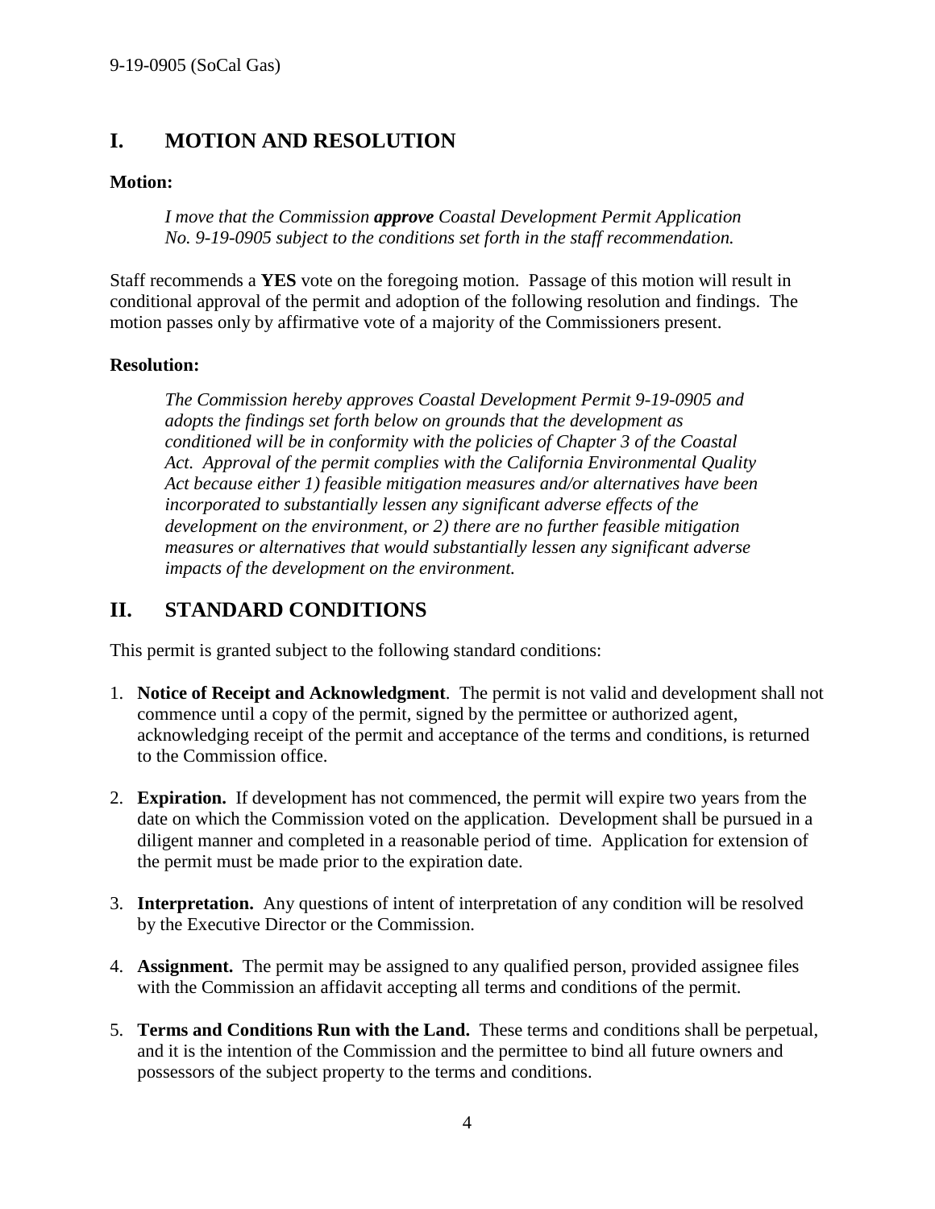## I. MOTION AND RESOLUTION

**Motion:**

> *I move that the Commission **approve** Coastal Development Permit Application No. 9-19-0905 subject to the conditions set forth in the staff recommendation.*

Staff recommends a **YES** vote on the foregoing motion. Passage of this motion will result in conditional approval of the permit and adoption of the following resolution and findings. The motion passes only by affirmative vote of a majority of the Commissioners present.

**Resolution:**

> *The Commission hereby approves Coastal Development Permit 9-19-0905 and adopts the findings set forth below on grounds that the development as conditioned will be in conformity with the policies of Chapter 3 of the Coastal Act. Approval of the permit complies with the California Environmental Quality Act because either 1) feasible mitigation measures and/or alternatives have been incorporated to substantially lessen any significant adverse effects of the development on the environment, or 2) there are no further feasible mitigation measures or alternatives that would substantially lessen any significant adverse impacts of the development on the environment.*

## II. STANDARD CONDITIONS

This permit is granted subject to the following standard conditions:

1. **Notice of Receipt and Acknowledgment**. The permit is not valid and development shall not commence until a copy of the permit, signed by the permittee or authorized agent, acknowledging receipt of the permit and acceptance of the terms and conditions, is returned to the Commission office.

2. **Expiration.** If development has not commenced, the permit will expire two years from the date on which the Commission voted on the application. Development shall be pursued in a diligent manner and completed in a reasonable period of time. Application for extension of the permit must be made prior to the expiration date.

3. **Interpretation.** Any questions of intent of interpretation of any condition will be resolved by the Executive Director or the Commission.

4. **Assignment.** The permit may be assigned to any qualified person, provided assignee files with the Commission an affidavit accepting all terms and conditions of the permit.

5. **Terms and Conditions Run with the Land.** These terms and conditions shall be perpetual, and it is the intention of the Commission and the permittee to bind all future owners and possessors of the subject property to the terms and conditions.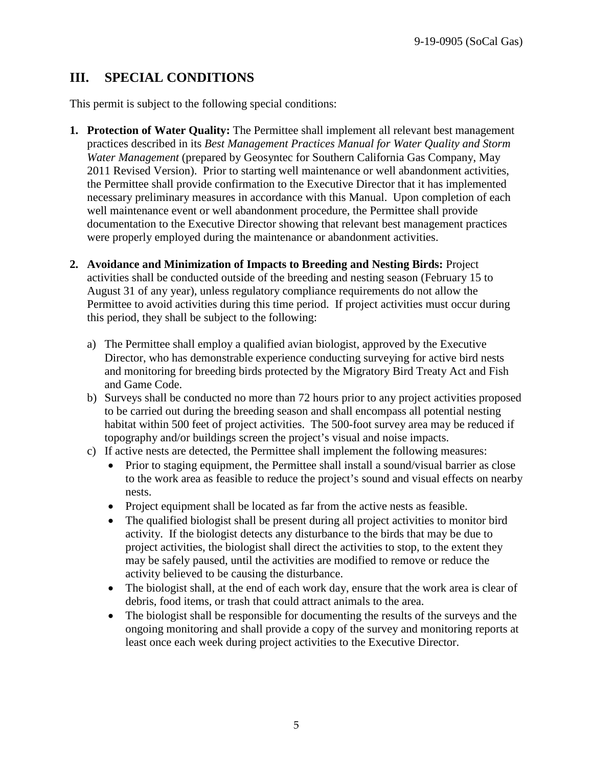## III. SPECIAL CONDITIONS

This permit is subject to the following special conditions:

1. **Protection of Water Quality:** The Permittee shall implement all relevant best management practices described in its *Best Management Practices Manual for Water Quality and Storm Water Management* (prepared by Geosyntec for Southern California Gas Company, May 2011 Revised Version). Prior to starting well maintenance or well abandonment activities, the Permittee shall provide confirmation to the Executive Director that it has implemented necessary preliminary measures in accordance with this Manual. Upon completion of each well maintenance event or well abandonment procedure, the Permittee shall provide documentation to the Executive Director showing that relevant best management practices were properly employed during the maintenance or abandonment activities.

2. **Avoidance and Minimization of Impacts to Breeding and Nesting Birds:** Project activities shall be conducted outside of the breeding and nesting season (February 15 to August 31 of any year), unless regulatory compliance requirements do not allow the Permittee to avoid activities during this time period. If project activities must occur during this period, they shall be subject to the following:

   a) The Permittee shall employ a qualified avian biologist, approved by the Executive Director, who has demonstrable experience conducting surveying for active bird nests and monitoring for breeding birds protected by the Migratory Bird Treaty Act and Fish and Game Code.

   b) Surveys shall be conducted no more than 72 hours prior to any project activities proposed to be carried out during the breeding season and shall encompass all potential nesting habitat within 500 feet of project activities. The 500-foot survey area may be reduced if topography and/or buildings screen the project's visual and noise impacts.

   c) If active nests are detected, the Permittee shall implement the following measures:
      - Prior to staging equipment, the Permittee shall install a sound/visual barrier as close to the work area as feasible to reduce the project's sound and visual effects on nearby nests.
      - Project equipment shall be located as far from the active nests as feasible.
      - The qualified biologist shall be present during all project activities to monitor bird activity. If the biologist detects any disturbance to the birds that may be due to project activities, the biologist shall direct the activities to stop, to the extent they may be safely paused, until the activities are modified to remove or reduce the activity believed to be causing the disturbance.
      - The biologist shall, at the end of each work day, ensure that the work area is clear of debris, food items, or trash that could attract animals to the area.
      - The biologist shall be responsible for documenting the results of the surveys and the ongoing monitoring and shall provide a copy of the survey and monitoring reports at least once each week during project activities to the Executive Director.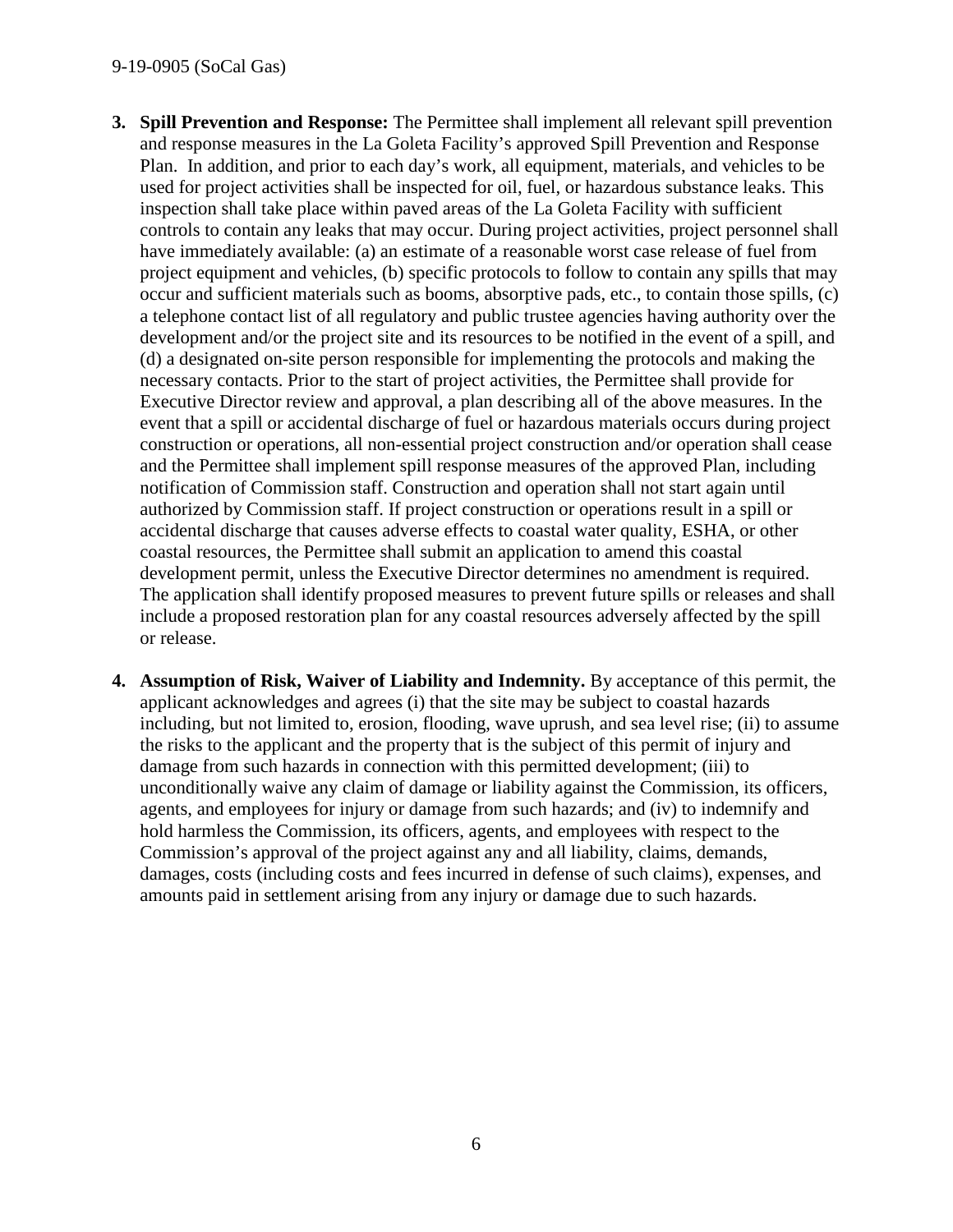3. **Spill Prevention and Response:** The Permittee shall implement all relevant spill prevention and response measures in the La Goleta Facility's approved Spill Prevention and Response Plan. In addition, and prior to each day's work, all equipment, materials, and vehicles to be used for project activities shall be inspected for oil, fuel, or hazardous substance leaks. This inspection shall take place within paved areas of the La Goleta Facility with sufficient controls to contain any leaks that may occur. During project activities, project personnel shall have immediately available: (a) an estimate of a reasonable worst case release of fuel from project equipment and vehicles, (b) specific protocols to follow to contain any spills that may occur and sufficient materials such as booms, absorptive pads, etc., to contain those spills, (c) a telephone contact list of all regulatory and public trustee agencies having authority over the development and/or the project site and its resources to be notified in the event of a spill, and (d) a designated on-site person responsible for implementing the protocols and making the necessary contacts. Prior to the start of project activities, the Permittee shall provide for Executive Director review and approval, a plan describing all of the above measures. In the event that a spill or accidental discharge of fuel or hazardous materials occurs during project construction or operations, all non-essential project construction and/or operation shall cease and the Permittee shall implement spill response measures of the approved Plan, including notification of Commission staff. Construction and operation shall not start again until authorized by Commission staff. If project construction or operations result in a spill or accidental discharge that causes adverse effects to coastal water quality, ESHA, or other coastal resources, the Permittee shall submit an application to amend this coastal development permit, unless the Executive Director determines no amendment is required. The application shall identify proposed measures to prevent future spills or releases and shall include a proposed restoration plan for any coastal resources adversely affected by the spill or release.

4. **Assumption of Risk, Waiver of Liability and Indemnity.** By acceptance of this permit, the applicant acknowledges and agrees (i) that the site may be subject to coastal hazards including, but not limited to, erosion, flooding, wave uprush, and sea level rise; (ii) to assume the risks to the applicant and the property that is the subject of this permit of injury and damage from such hazards in connection with this permitted development; (iii) to unconditionally waive any claim of damage or liability against the Commission, its officers, agents, and employees for injury or damage from such hazards; and (iv) to indemnify and hold harmless the Commission, its officers, agents, and employees with respect to the Commission's approval of the project against any and all liability, claims, demands, damages, costs (including costs and fees incurred in defense of such claims), expenses, and amounts paid in settlement arising from any injury or damage due to such hazards.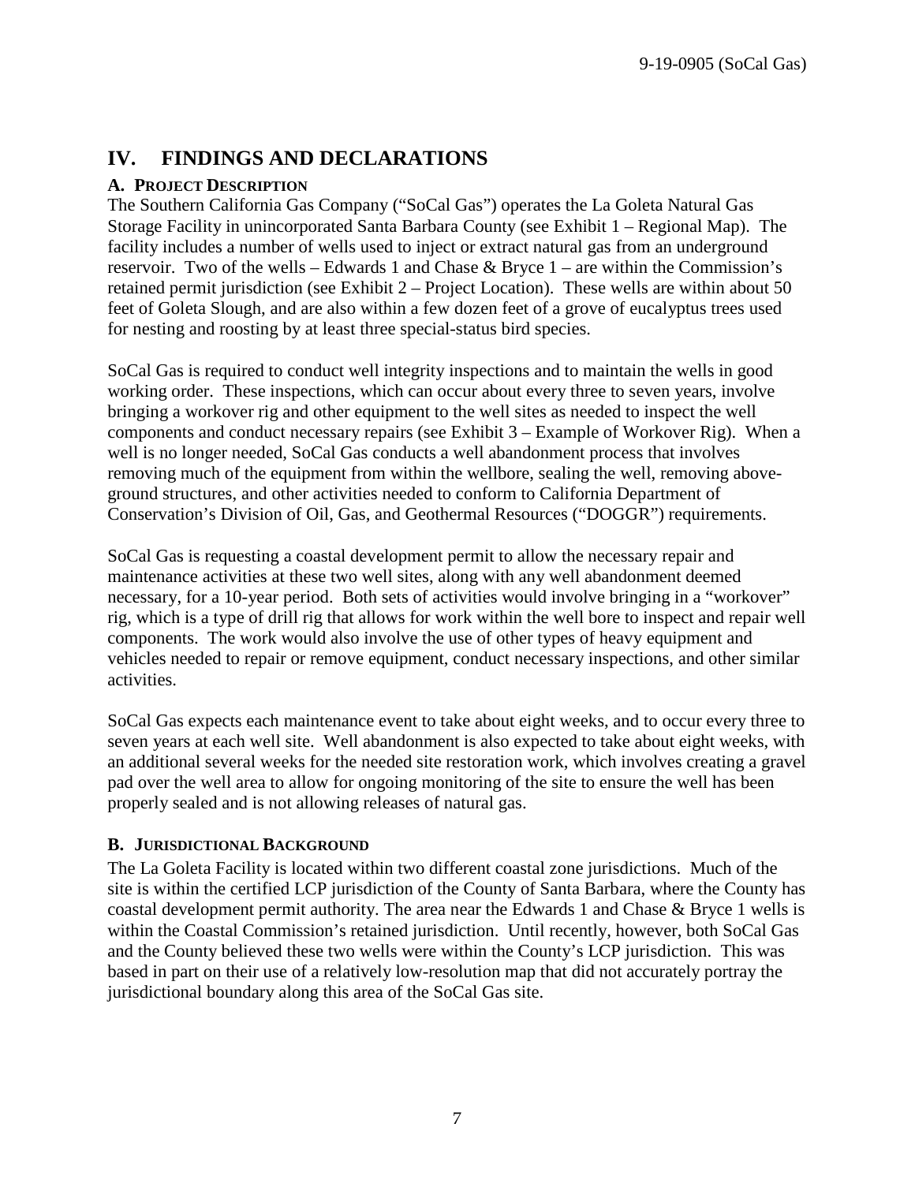# IV. FINDINGS AND DECLARATIONS

## A. PROJECT DESCRIPTION

The Southern California Gas Company ("SoCal Gas") operates the La Goleta Natural Gas Storage Facility in unincorporated Santa Barbara County (see Exhibit 1 – Regional Map). The facility includes a number of wells used to inject or extract natural gas from an underground reservoir. Two of the wells – Edwards 1 and Chase & Bryce 1 – are within the Commission's retained permit jurisdiction (see Exhibit 2 – Project Location). These wells are within about 50 feet of Goleta Slough, and are also within a few dozen feet of a grove of eucalyptus trees used for nesting and roosting by at least three special-status bird species.

SoCal Gas is required to conduct well integrity inspections and to maintain the wells in good working order. These inspections, which can occur about every three to seven years, involve bringing a workover rig and other equipment to the well sites as needed to inspect the well components and conduct necessary repairs (see Exhibit 3 – Example of Workover Rig). When a well is no longer needed, SoCal Gas conducts a well abandonment process that involves removing much of the equipment from within the wellbore, sealing the well, removing above-ground structures, and other activities needed to conform to California Department of Conservation's Division of Oil, Gas, and Geothermal Resources ("DOGGR") requirements.

SoCal Gas is requesting a coastal development permit to allow the necessary repair and maintenance activities at these two well sites, along with any well abandonment deemed necessary, for a 10-year period. Both sets of activities would involve bringing in a "workover" rig, which is a type of drill rig that allows for work within the well bore to inspect and repair well components. The work would also involve the use of other types of heavy equipment and vehicles needed to repair or remove equipment, conduct necessary inspections, and other similar activities.

SoCal Gas expects each maintenance event to take about eight weeks, and to occur every three to seven years at each well site. Well abandonment is also expected to take about eight weeks, with an additional several weeks for the needed site restoration work, which involves creating a gravel pad over the well area to allow for ongoing monitoring of the site to ensure the well has been properly sealed and is not allowing releases of natural gas.

## B. JURISDICTIONAL BACKGROUND

The La Goleta Facility is located within two different coastal zone jurisdictions. Much of the site is within the certified LCP jurisdiction of the County of Santa Barbara, where the County has coastal development permit authority. The area near the Edwards 1 and Chase & Bryce 1 wells is within the Coastal Commission's retained jurisdiction. Until recently, however, both SoCal Gas and the County believed these two wells were within the County's LCP jurisdiction. This was based in part on their use of a relatively low-resolution map that did not accurately portray the jurisdictional boundary along this area of the SoCal Gas site.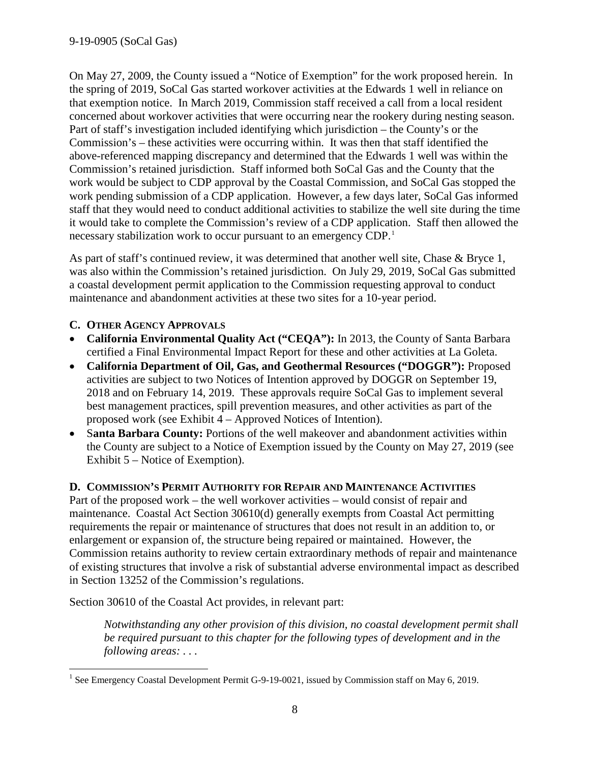On May 27, 2009, the County issued a "Notice of Exemption" for the work proposed herein. In the spring of 2019, SoCal Gas started workover activities at the Edwards 1 well in reliance on that exemption notice. In March 2019, Commission staff received a call from a local resident concerned about workover activities that were occurring near the rookery during nesting season. Part of staff's investigation included identifying which jurisdiction – the County's or the Commission's – these activities were occurring within. It was then that staff identified the above-referenced mapping discrepancy and determined that the Edwards 1 well was within the Commission's retained jurisdiction. Staff informed both SoCal Gas and the County that the work would be subject to CDP approval by the Coastal Commission, and SoCal Gas stopped the work pending submission of a CDP application. However, a few days later, SoCal Gas informed staff that they would need to conduct additional activities to stabilize the well site during the time it would take to complete the Commission's review of a CDP application. Staff then allowed the necessary stabilization work to occur pursuant to an emergency CDP.[1]

As part of staff's continued review, it was determined that another well site, Chase & Bryce 1, was also within the Commission's retained jurisdiction. On July 29, 2019, SoCal Gas submitted a coastal development permit application to the Commission requesting approval to conduct maintenance and abandonment activities at these two sites for a 10-year period.

### C. OTHER AGENCY APPROVALS

- **California Environmental Quality Act ("CEQA"):** In 2013, the County of Santa Barbara certified a Final Environmental Impact Report for these and other activities at La Goleta.
- **California Department of Oil, Gas, and Geothermal Resources ("DOGGR"):** Proposed activities are subject to two Notices of Intention approved by DOGGR on September 19, 2018 and on February 14, 2019. These approvals require SoCal Gas to implement several best management practices, spill prevention measures, and other activities as part of the proposed work (see Exhibit 4 – Approved Notices of Intention).
- S**anta Barbara County:** Portions of the well makeover and abandonment activities within the County are subject to a Notice of Exemption issued by the County on May 27, 2019 (see Exhibit 5 – Notice of Exemption).

### D. COMMISSION'S PERMIT AUTHORITY FOR REPAIR AND MAINTENANCE ACTIVITIES

Part of the proposed work – the well workover activities – would consist of repair and maintenance. Coastal Act Section 30610(d) generally exempts from Coastal Act permitting requirements the repair or maintenance of structures that does not result in an addition to, or enlargement or expansion of, the structure being repaired or maintained. However, the Commission retains authority to review certain extraordinary methods of repair and maintenance of existing structures that involve a risk of substantial adverse environmental impact as described in Section 13252 of the Commission's regulations.

Section 30610 of the Coastal Act provides, in relevant part:

> *Notwithstanding any other provision of this division, no coastal development permit shall be required pursuant to this chapter for the following types of development and in the following areas: . . .*

---

[1] See Emergency Coastal Development Permit G-9-19-0021, issued by Commission staff on May 6, 2019.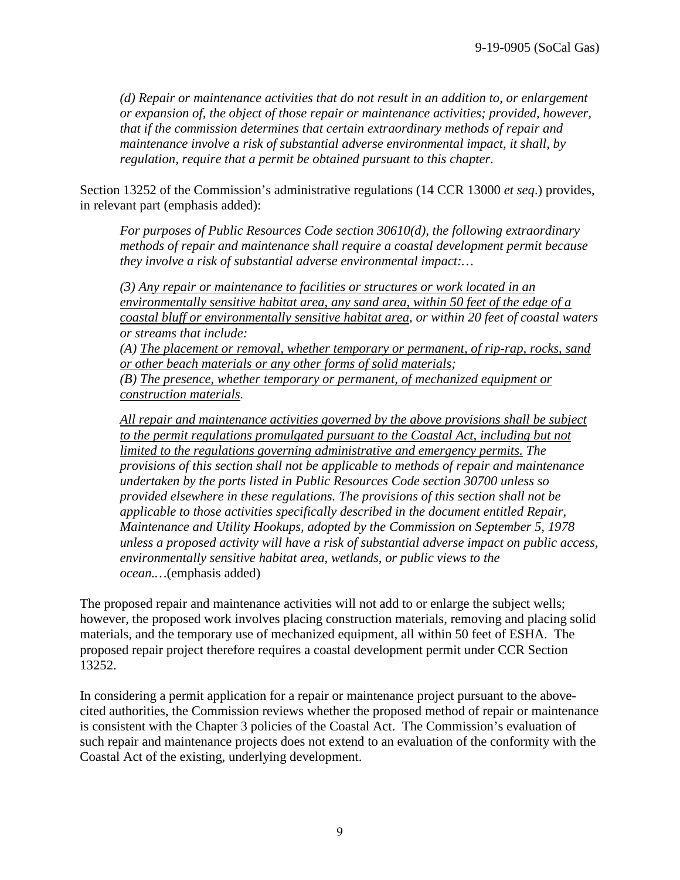*(d) Repair or maintenance activities that do not result in an addition to, or enlargement or expansion of, the object of those repair or maintenance activities; provided, however, that if the commission determines that certain extraordinary methods of repair and maintenance involve a risk of substantial adverse environmental impact, it shall, by regulation, require that a permit be obtained pursuant to this chapter.*

Section 13252 of the Commission's administrative regulations (14 CCR 13000 *et seq*.) provides, in relevant part (emphasis added):

> *For purposes of Public Resources Code section 30610(d), the following extraordinary methods of repair and maintenance shall require a coastal development permit because they involve a risk of substantial adverse environmental impact:…*
>
> *(3) <u>Any repair or maintenance to facilities or structures or work located in an environmentally sensitive habitat area, any sand area, within 50 feet of the edge of a coastal bluff or environmentally sensitive habitat area</u>, or within 20 feet of coastal waters or streams that include:*
> *(A) <u>The placement or removal, whether temporary or permanent, of rip-rap, rocks, sand or other beach materials or any other forms of solid materials</u>;*
> *(B) <u>The presence, whether temporary or permanent, of mechanized equipment or construction materials</u>.*
>
> *<u>All repair and maintenance activities governed by the above provisions shall be subject to the permit regulations promulgated pursuant to the Coastal Act, including but not limited to the regulations governing administrative and emergency permits.</u> The provisions of this section shall not be applicable to methods of repair and maintenance undertaken by the ports listed in Public Resources Code section 30700 unless so provided elsewhere in these regulations. The provisions of this section shall not be applicable to those activities specifically described in the document entitled Repair, Maintenance and Utility Hookups, adopted by the Commission on September 5, 1978 unless a proposed activity will have a risk of substantial adverse impact on public access, environmentally sensitive habitat area, wetlands, or public views to the ocean.…*(emphasis added)

The proposed repair and maintenance activities will not add to or enlarge the subject wells; however, the proposed work involves placing construction materials, removing and placing solid materials, and the temporary use of mechanized equipment, all within 50 feet of ESHA. The proposed repair project therefore requires a coastal development permit under CCR Section 13252.

In considering a permit application for a repair or maintenance project pursuant to the above-cited authorities, the Commission reviews whether the proposed method of repair or maintenance is consistent with the Chapter 3 policies of the Coastal Act. The Commission's evaluation of such repair and maintenance projects does not extend to an evaluation of the conformity with the Coastal Act of the existing, underlying development.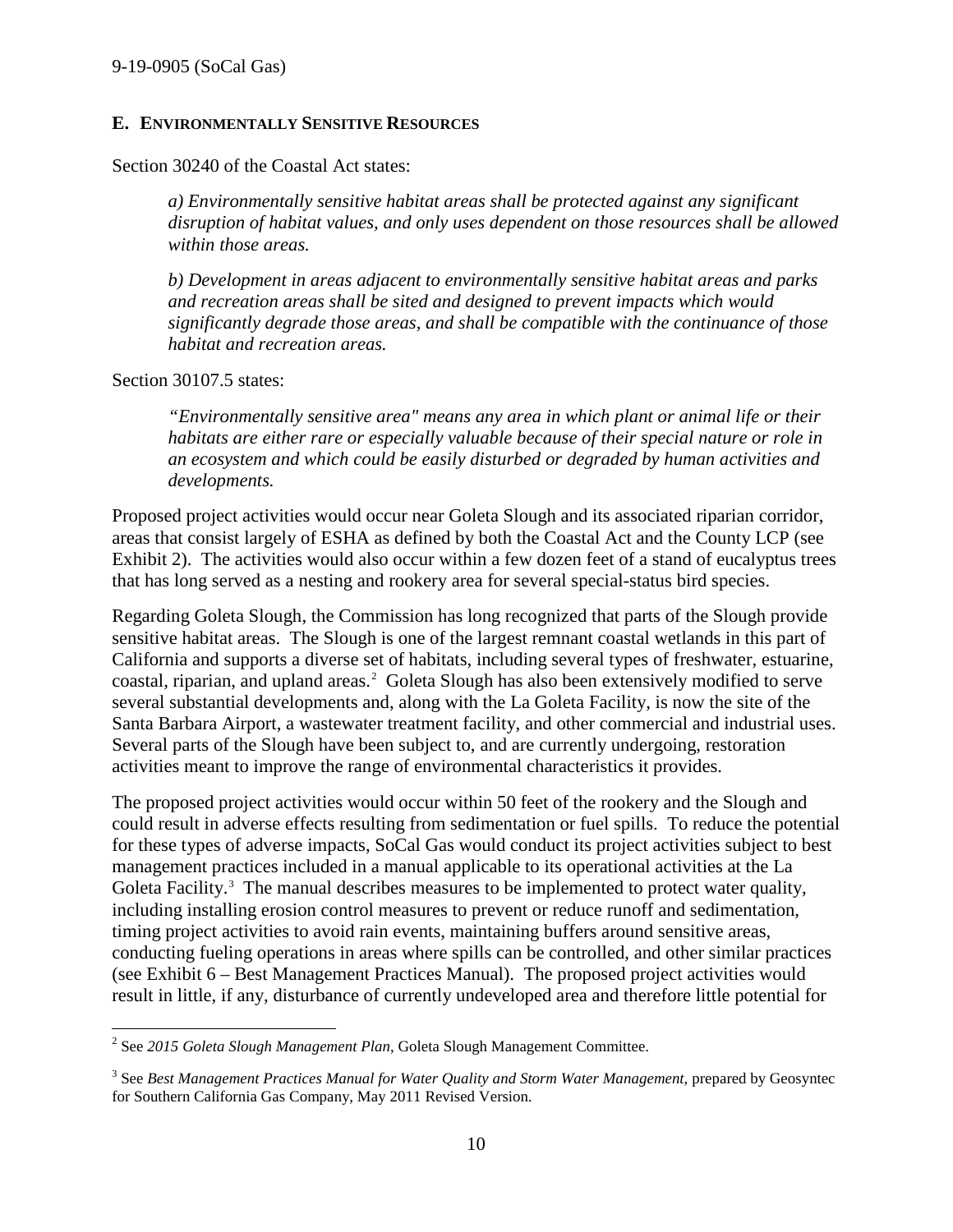## E. ENVIRONMENTALLY SENSITIVE RESOURCES

Section 30240 of the Coastal Act states:

> *a) Environmentally sensitive habitat areas shall be protected against any significant disruption of habitat values, and only uses dependent on those resources shall be allowed within those areas.*
>
> *b) Development in areas adjacent to environmentally sensitive habitat areas and parks and recreation areas shall be sited and designed to prevent impacts which would significantly degrade those areas, and shall be compatible with the continuance of those habitat and recreation areas.*

Section 30107.5 states:

> *"Environmentally sensitive area" means any area in which plant or animal life or their habitats are either rare or especially valuable because of their special nature or role in an ecosystem and which could be easily disturbed or degraded by human activities and developments.*

Proposed project activities would occur near Goleta Slough and its associated riparian corridor, areas that consist largely of ESHA as defined by both the Coastal Act and the County LCP (see Exhibit 2). The activities would also occur within a few dozen feet of a stand of eucalyptus trees that has long served as a nesting and rookery area for several special-status bird species.

Regarding Goleta Slough, the Commission has long recognized that parts of the Slough provide sensitive habitat areas. The Slough is one of the largest remnant coastal wetlands in this part of California and supports a diverse set of habitats, including several types of freshwater, estuarine, coastal, riparian, and upland areas.[2] Goleta Slough has also been extensively modified to serve several substantial developments and, along with the La Goleta Facility, is now the site of the Santa Barbara Airport, a wastewater treatment facility, and other commercial and industrial uses. Several parts of the Slough have been subject to, and are currently undergoing, restoration activities meant to improve the range of environmental characteristics it provides.

The proposed project activities would occur within 50 feet of the rookery and the Slough and could result in adverse effects resulting from sedimentation or fuel spills. To reduce the potential for these types of adverse impacts, SoCal Gas would conduct its project activities subject to best management practices included in a manual applicable to its operational activities at the La Goleta Facility.[3] The manual describes measures to be implemented to protect water quality, including installing erosion control measures to prevent or reduce runoff and sedimentation, timing project activities to avoid rain events, maintaining buffers around sensitive areas, conducting fueling operations in areas where spills can be controlled, and other similar practices (see Exhibit 6 – Best Management Practices Manual). The proposed project activities would result in little, if any, disturbance of currently undeveloped area and therefore little potential for

---

[2] See *2015 Goleta Slough Management Plan*, Goleta Slough Management Committee.

[3] See *Best Management Practices Manual for Water Quality and Storm Water Management*, prepared by Geosyntec for Southern California Gas Company, May 2011 Revised Version.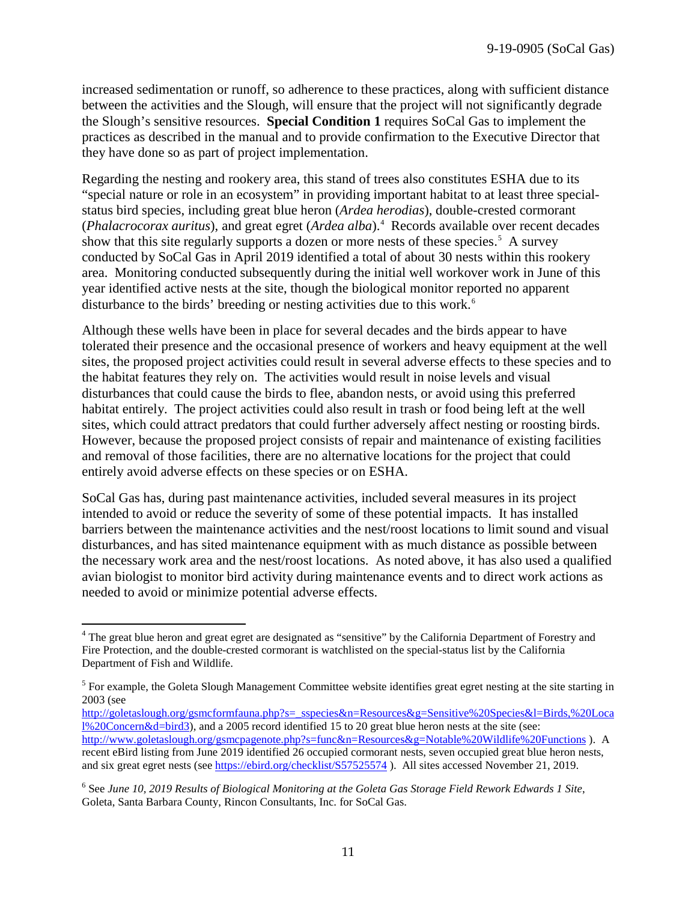increased sedimentation or runoff, so adherence to these practices, along with sufficient distance between the activities and the Slough, will ensure that the project will not significantly degrade the Slough's sensitive resources. **Special Condition 1** requires SoCal Gas to implement the practices as described in the manual and to provide confirmation to the Executive Director that they have done so as part of project implementation.

Regarding the nesting and rookery area, this stand of trees also constitutes ESHA due to its "special nature or role in an ecosystem" in providing important habitat to at least three special-status bird species, including great blue heron (*Ardea herodias*), double-crested cormorant (*Phalacrocorax auritus*), and great egret (*Ardea alba*).[4] Records available over recent decades show that this site regularly supports a dozen or more nests of these species.[5] A survey conducted by SoCal Gas in April 2019 identified a total of about 30 nests within this rookery area. Monitoring conducted subsequently during the initial well workover work in June of this year identified active nests at the site, though the biological monitor reported no apparent disturbance to the birds' breeding or nesting activities due to this work.[6]

Although these wells have been in place for several decades and the birds appear to have tolerated their presence and the occasional presence of workers and heavy equipment at the well sites, the proposed project activities could result in several adverse effects to these species and to the habitat features they rely on. The activities would result in noise levels and visual disturbances that could cause the birds to flee, abandon nests, or avoid using this preferred habitat entirely. The project activities could also result in trash or food being left at the well sites, which could attract predators that could further adversely affect nesting or roosting birds. However, because the proposed project consists of repair and maintenance of existing facilities and removal of those facilities, there are no alternative locations for the project that could entirely avoid adverse effects on these species or on ESHA.

SoCal Gas has, during past maintenance activities, included several measures in its project intended to avoid or reduce the severity of some of these potential impacts. It has installed barriers between the maintenance activities and the nest/roost locations to limit sound and visual disturbances, and has sited maintenance equipment with as much distance as possible between the necessary work area and the nest/roost locations. As noted above, it has also used a qualified avian biologist to monitor bird activity during maintenance events and to direct work actions as needed to avoid or minimize potential adverse effects.

---

[4] The great blue heron and great egret are designated as "sensitive" by the California Department of Forestry and Fire Protection, and the double-crested cormorant is watchlisted on the special-status list by the California Department of Fish and Wildlife.

[5] For example, the Goleta Slough Management Committee website identifies great egret nesting at the site starting in 2003 (see http://goletaslough.org/gsmcformfauna.php?s=_sspecies&n=Resources&g=Sensitive%20Species&l=Birds,%20Local%20Concern&d=bird3), and a 2005 record identified 15 to 20 great blue heron nests at the site (see: http://www.goletaslough.org/gsmcpagenote.php?s=func&n=Resources&g=Notable%20Wildlife%20Functions ). A recent eBird listing from June 2019 identified 26 occupied cormorant nests, seven occupied great blue heron nests, and six great egret nests (see https://ebird.org/checklist/S57525574 ). All sites accessed November 21, 2019.

[6] See *June 10, 2019 Results of Biological Monitoring at the Goleta Gas Storage Field Rework Edwards 1 Site*, Goleta, Santa Barbara County, Rincon Consultants, Inc. for SoCal Gas.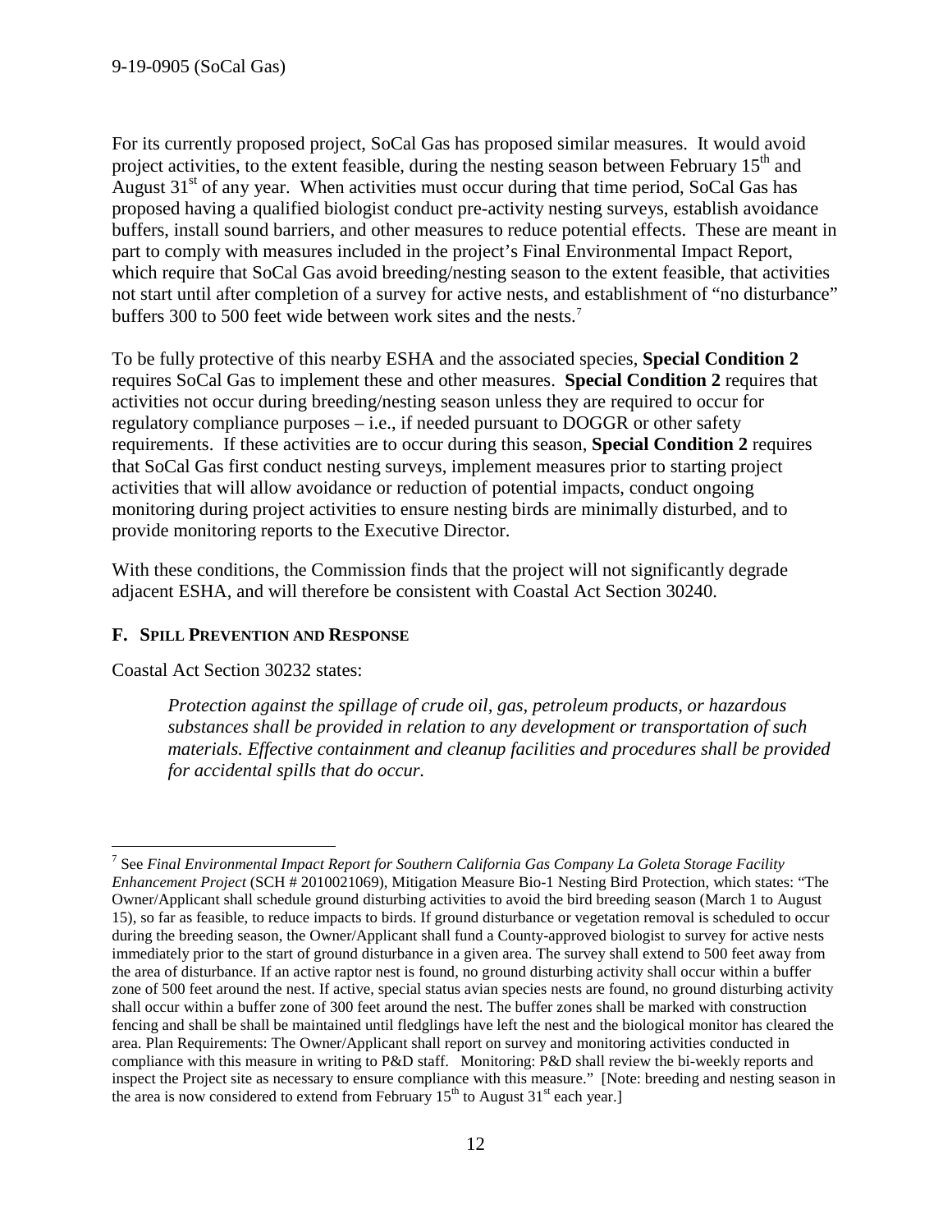For its currently proposed project, SoCal Gas has proposed similar measures. It would avoid project activities, to the extent feasible, during the nesting season between February 15th and August 31st of any year. When activities must occur during that time period, SoCal Gas has proposed having a qualified biologist conduct pre-activity nesting surveys, establish avoidance buffers, install sound barriers, and other measures to reduce potential effects. These are meant in part to comply with measures included in the project's Final Environmental Impact Report, which require that SoCal Gas avoid breeding/nesting season to the extent feasible, that activities not start until after completion of a survey for active nests, and establishment of "no disturbance" buffers 300 to 500 feet wide between work sites and the nests.[7]

To be fully protective of this nearby ESHA and the associated species, **Special Condition 2** requires SoCal Gas to implement these and other measures. **Special Condition 2** requires that activities not occur during breeding/nesting season unless they are required to occur for regulatory compliance purposes – i.e., if needed pursuant to DOGGR or other safety requirements. If these activities are to occur during this season, **Special Condition 2** requires that SoCal Gas first conduct nesting surveys, implement measures prior to starting project activities that will allow avoidance or reduction of potential impacts, conduct ongoing monitoring during project activities to ensure nesting birds are minimally disturbed, and to provide monitoring reports to the Executive Director.

With these conditions, the Commission finds that the project will not significantly degrade adjacent ESHA, and will therefore be consistent with Coastal Act Section 30240.

### F. Spill Prevention and Response

Coastal Act Section 30232 states:

> *Protection against the spillage of crude oil, gas, petroleum products, or hazardous substances shall be provided in relation to any development or transportation of such materials. Effective containment and cleanup facilities and procedures shall be provided for accidental spills that do occur.*

---

[7] See *Final Environmental Impact Report for Southern California Gas Company La Goleta Storage Facility Enhancement Project* (SCH # 2010021069), Mitigation Measure Bio-1 Nesting Bird Protection, which states: "The Owner/Applicant shall schedule ground disturbing activities to avoid the bird breeding season (March 1 to August 15), so far as feasible, to reduce impacts to birds. If ground disturbance or vegetation removal is scheduled to occur during the breeding season, the Owner/Applicant shall fund a County-approved biologist to survey for active nests immediately prior to the start of ground disturbance in a given area. The survey shall extend to 500 feet away from the area of disturbance. If an active raptor nest is found, no ground disturbing activity shall occur within a buffer zone of 500 feet around the nest. If active, special status avian species nests are found, no ground disturbing activity shall occur within a buffer zone of 300 feet around the nest. The buffer zones shall be marked with construction fencing and shall be shall be maintained until fledglings have left the nest and the biological monitor has cleared the area. Plan Requirements: The Owner/Applicant shall report on survey and monitoring activities conducted in compliance with this measure in writing to P&D staff. Monitoring: P&D shall review the bi-weekly reports and inspect the Project site as necessary to ensure compliance with this measure." [Note: breeding and nesting season in the area is now considered to extend from February 15th to August 31st each year.]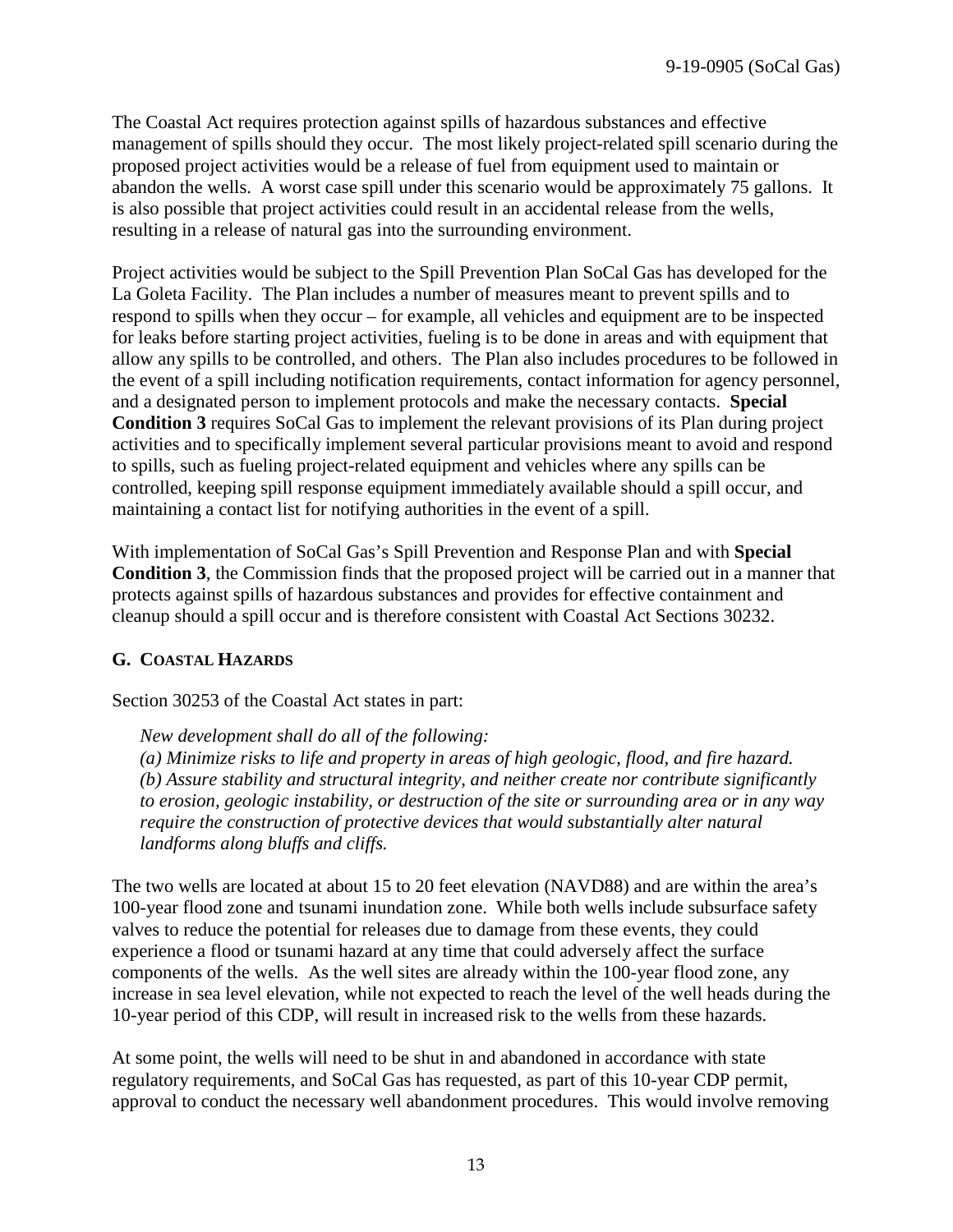The Coastal Act requires protection against spills of hazardous substances and effective management of spills should they occur. The most likely project-related spill scenario during the proposed project activities would be a release of fuel from equipment used to maintain or abandon the wells. A worst case spill under this scenario would be approximately 75 gallons. It is also possible that project activities could result in an accidental release from the wells, resulting in a release of natural gas into the surrounding environment.

Project activities would be subject to the Spill Prevention Plan SoCal Gas has developed for the La Goleta Facility. The Plan includes a number of measures meant to prevent spills and to respond to spills when they occur – for example, all vehicles and equipment are to be inspected for leaks before starting project activities, fueling is to be done in areas and with equipment that allow any spills to be controlled, and others. The Plan also includes procedures to be followed in the event of a spill including notification requirements, contact information for agency personnel, and a designated person to implement protocols and make the necessary contacts. **Special Condition 3** requires SoCal Gas to implement the relevant provisions of its Plan during project activities and to specifically implement several particular provisions meant to avoid and respond to spills, such as fueling project-related equipment and vehicles where any spills can be controlled, keeping spill response equipment immediately available should a spill occur, and maintaining a contact list for notifying authorities in the event of a spill.

With implementation of SoCal Gas's Spill Prevention and Response Plan and with **Special Condition 3**, the Commission finds that the proposed project will be carried out in a manner that protects against spills of hazardous substances and provides for effective containment and cleanup should a spill occur and is therefore consistent with Coastal Act Sections 30232.

### G. COASTAL HAZARDS

Section 30253 of the Coastal Act states in part:

> *New development shall do all of the following:*
> *(a) Minimize risks to life and property in areas of high geologic, flood, and fire hazard.*
> *(b) Assure stability and structural integrity, and neither create nor contribute significantly to erosion, geologic instability, or destruction of the site or surrounding area or in any way require the construction of protective devices that would substantially alter natural landforms along bluffs and cliffs.*

The two wells are located at about 15 to 20 feet elevation (NAVD88) and are within the area's 100-year flood zone and tsunami inundation zone. While both wells include subsurface safety valves to reduce the potential for releases due to damage from these events, they could experience a flood or tsunami hazard at any time that could adversely affect the surface components of the wells. As the well sites are already within the 100-year flood zone, any increase in sea level elevation, while not expected to reach the level of the well heads during the 10-year period of this CDP, will result in increased risk to the wells from these hazards.

At some point, the wells will need to be shut in and abandoned in accordance with state regulatory requirements, and SoCal Gas has requested, as part of this 10-year CDP permit, approval to conduct the necessary well abandonment procedures. This would involve removing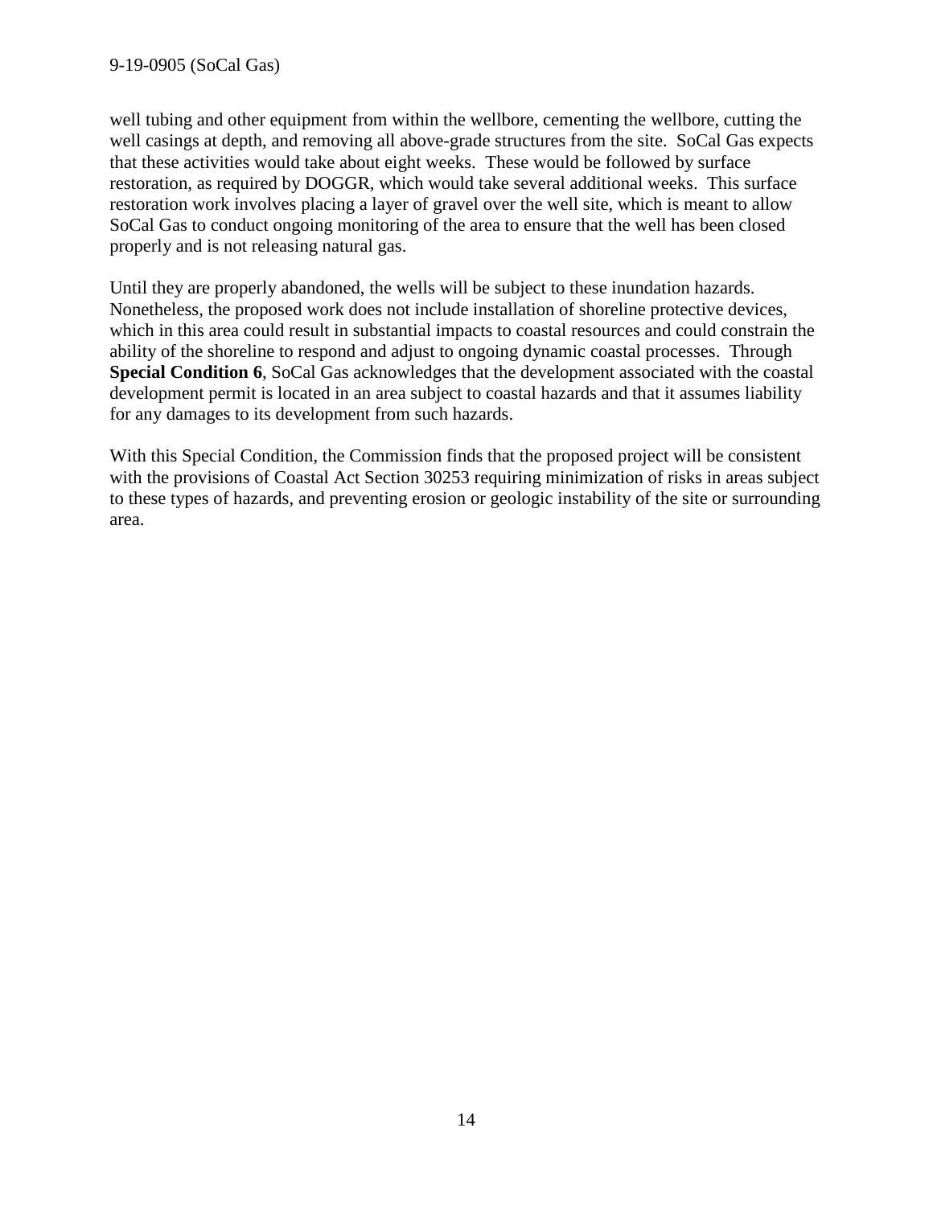well tubing and other equipment from within the wellbore, cementing the wellbore, cutting the well casings at depth, and removing all above-grade structures from the site. SoCal Gas expects that these activities would take about eight weeks. These would be followed by surface restoration, as required by DOGGR, which would take several additional weeks. This surface restoration work involves placing a layer of gravel over the well site, which is meant to allow SoCal Gas to conduct ongoing monitoring of the area to ensure that the well has been closed properly and is not releasing natural gas.

Until they are properly abandoned, the wells will be subject to these inundation hazards. Nonetheless, the proposed work does not include installation of shoreline protective devices, which in this area could result in substantial impacts to coastal resources and could constrain the ability of the shoreline to respond and adjust to ongoing dynamic coastal processes. Through **Special Condition 6**, SoCal Gas acknowledges that the development associated with the coastal development permit is located in an area subject to coastal hazards and that it assumes liability for any damages to its development from such hazards.

With this Special Condition, the Commission finds that the proposed project will be consistent with the provisions of Coastal Act Section 30253 requiring minimization of risks in areas subject to these types of hazards, and preventing erosion or geologic instability of the site or surrounding area.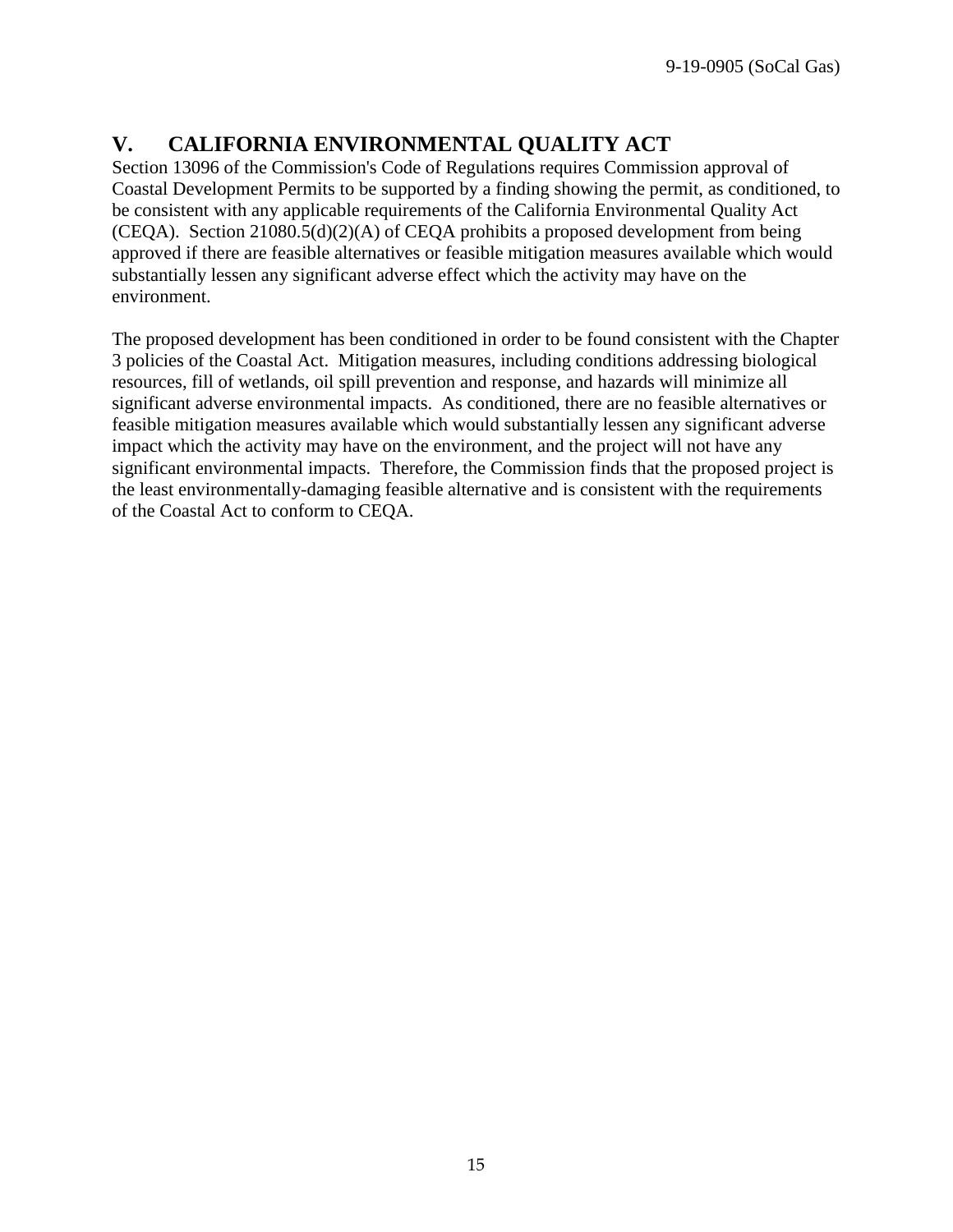## V. CALIFORNIA ENVIRONMENTAL QUALITY ACT

Section 13096 of the Commission's Code of Regulations requires Commission approval of Coastal Development Permits to be supported by a finding showing the permit, as conditioned, to be consistent with any applicable requirements of the California Environmental Quality Act (CEQA). Section 21080.5(d)(2)(A) of CEQA prohibits a proposed development from being approved if there are feasible alternatives or feasible mitigation measures available which would substantially lessen any significant adverse effect which the activity may have on the environment.

The proposed development has been conditioned in order to be found consistent with the Chapter 3 policies of the Coastal Act. Mitigation measures, including conditions addressing biological resources, fill of wetlands, oil spill prevention and response, and hazards will minimize all significant adverse environmental impacts. As conditioned, there are no feasible alternatives or feasible mitigation measures available which would substantially lessen any significant adverse impact which the activity may have on the environment, and the project will not have any significant environmental impacts. Therefore, the Commission finds that the proposed project is the least environmentally-damaging feasible alternative and is consistent with the requirements of the Coastal Act to conform to CEQA.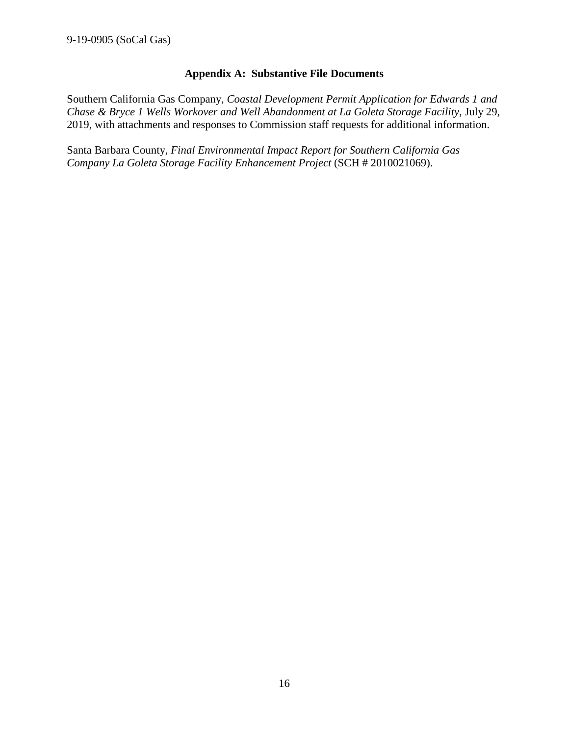## Appendix A: Substantive File Documents

Southern California Gas Company, *Coastal Development Permit Application for Edwards 1 and Chase & Bryce 1 Wells Workover and Well Abandonment at La Goleta Storage Facility*, July 29, 2019, with attachments and responses to Commission staff requests for additional information.

Santa Barbara County, *Final Environmental Impact Report for Southern California Gas Company La Goleta Storage Facility Enhancement Project* (SCH # 2010021069).